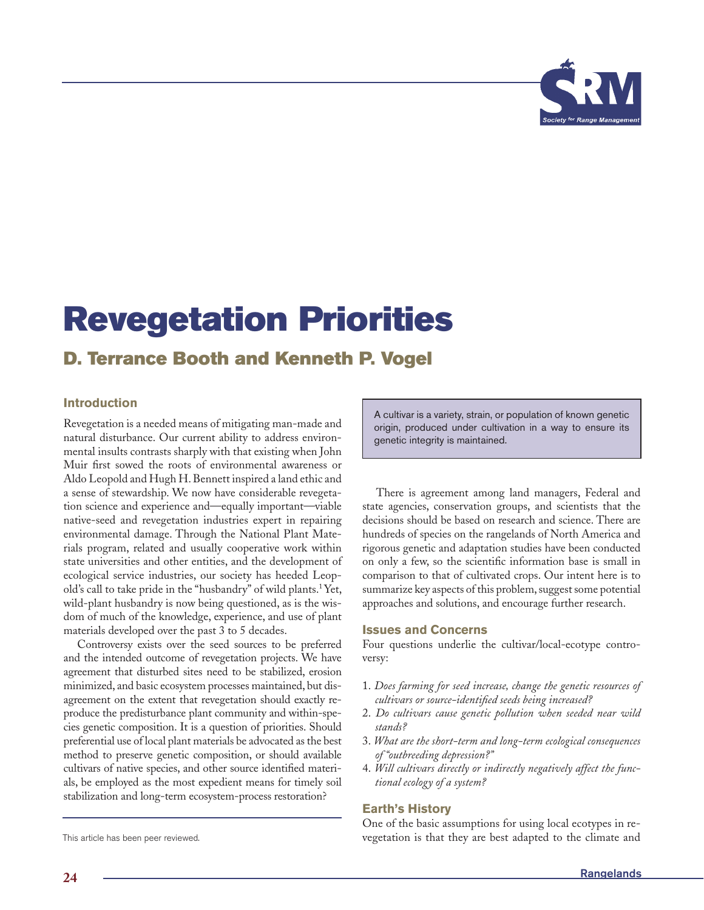# Revegetation Priorities

## D. Terrance Booth and Kenneth P. Vogel

### Introduction

Revegetation is a needed means of mitigating man-made and natural disturbance. Our current ability to address environmental insults contrasts sharply with that existing when John Muir first sowed the roots of environmental awareness or Aldo Leopold and Hugh H. Bennett inspired a land ethic and a sense of stewardship. We now have considerable revegetation science and experience and—equally important—viable native-seed and revegetation industries expert in repairing environmental damage. Through the National Plant Materials program, related and usually cooperative work within state universities and other entities, and the development of ecological service industries, our society has heeded Leopold's call to take pride in the "husbandry" of wild plants.[1] Yet, wild-plant husbandry is now being questioned, as is the wisdom of much of the knowledge, experience, and use of plant materials developed over the past 3 to 5 decades.

Controversy exists over the seed sources to be preferred and the intended outcome of revegetation projects. We have agreement that disturbed sites need to be stabilized, erosion minimized, and basic ecosystem processes maintained, but disagreement on the extent that revegetation should exactly reproduce the predisturbance plant community and within-species genetic composition. It is a question of priorities. Should preferential use of local plant materials be advocated as the best method to preserve genetic composition, or should available cultivars of native species, and other source identified materials, be employed as the most expedient means for timely soil stabilization and long-term ecosystem-process restoration?

> A cultivar is a variety, strain, or population of known genetic origin, produced under cultivation in a way to ensure its genetic integrity is maintained.

There is agreement among land managers, Federal and state agencies, conservation groups, and scientists that the decisions should be based on research and science. There are hundreds of species on the rangelands of North America and rigorous genetic and adaptation studies have been conducted on only a few, so the scientific information base is small in comparison to that of cultivated crops. Our intent here is to summarize key aspects of this problem, suggest some potential approaches and solutions, and encourage further research.

### Issues and Concerns

Four questions underlie the cultivar/local-ecotype controversy:

1. *Does farming for seed increase, change the genetic resources of cultivars or source-identified seeds being increased?*
2. *Do cultivars cause genetic pollution when seeded near wild stands?*
3. *What are the short-term and long-term ecological consequences of "outbreeding depression?"*
4. *Will cultivars directly or indirectly negatively affect the functional ecology of a system?*

### Earth's History

One of the basic assumptions for using local ecotypes in revegetation is that they are best adapted to the climate and

This article has been peer reviewed.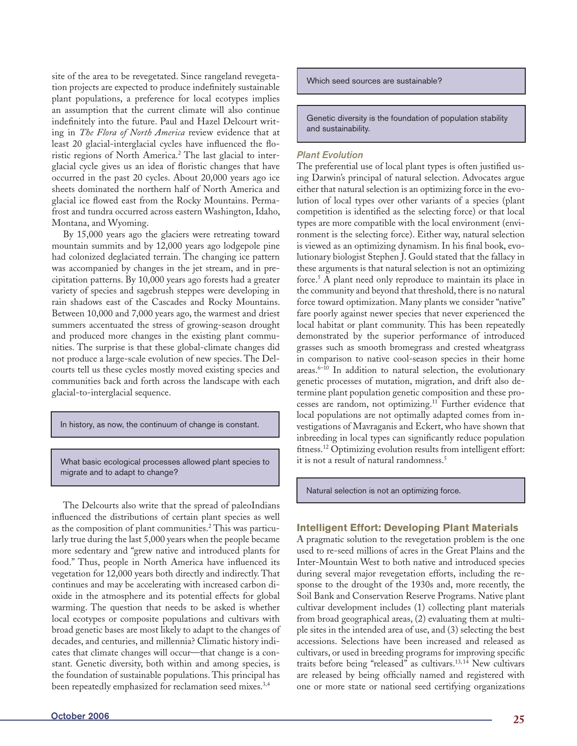site of the area to be revegetated. Since rangeland revegetation projects are expected to produce indefinitely sustainable plant populations, a preference for local ecotypes implies an assumption that the current climate will also continue indefinitely into the future. Paul and Hazel Delcourt writing in *The Flora of North America* review evidence that at least 20 glacial-interglacial cycles have influenced the floristic regions of North America.[2] The last glacial to interglacial cycle gives us an idea of floristic changes that have occurred in the past 20 cycles. About 20,000 years ago ice sheets dominated the northern half of North America and glacial ice flowed east from the Rocky Mountains. Permafrost and tundra occurred across eastern Washington, Idaho, Montana, and Wyoming.

By 15,000 years ago the glaciers were retreating toward mountain summits and by 12,000 years ago lodgepole pine had colonized deglaciated terrain. The changing ice pattern was accompanied by changes in the jet stream, and in precipitation patterns. By 10,000 years ago forests had a greater variety of species and sagebrush steppes were developing in rain shadows east of the Cascades and Rocky Mountains. Between 10,000 and 7,000 years ago, the warmest and driest summers accentuated the stress of growing-season drought and produced more changes in the existing plant communities. The surprise is that these global-climate changes did not produce a large-scale evolution of new species. The Delcourts tell us these cycles mostly moved existing species and communities back and forth across the landscape with each glacial-to-interglacial sequence.

> In history, as now, the continuum of change is constant.

> What basic ecological processes allowed plant species to migrate and to adapt to change?

The Delcourts also write that the spread of paleoIndians influenced the distributions of certain plant species as well as the composition of plant communities.[2] This was particularly true during the last 5,000 years when the people became more sedentary and "grew native and introduced plants for food." Thus, people in North America have influenced its vegetation for 12,000 years both directly and indirectly. That continues and may be accelerating with increased carbon dioxide in the atmosphere and its potential effects for global warming. The question that needs to be asked is whether local ecotypes or composite populations and cultivars with broad genetic bases are most likely to adapt to the changes of decades, and centuries, and millennia? Climatic history indicates that climate changes will occur—that change is a constant. Genetic diversity, both within and among species, is the foundation of sustainable populations. This principal has been repeatedly emphasized for reclamation seed mixes.[3,4]

> Which seed sources are sustainable?

> Genetic diversity is the foundation of population stability and sustainability.

### *Plant Evolution*

The preferential use of local plant types is often justified using Darwin's principal of natural selection. Advocates argue either that natural selection is an optimizing force in the evolution of local types over other variants of a species (plant competition is identified as the selecting force) or that local types are more compatible with the local environment (environment is the selecting force). Either way, natural selection is viewed as an optimizing dynamism. In his final book, evolutionary biologist Stephen J. Gould stated that the fallacy in these arguments is that natural selection is not an optimizing force.[5] A plant need only reproduce to maintain its place in the community and beyond that threshold, there is no natural force toward optimization. Many plants we consider "native" fare poorly against newer species that never experienced the local habitat or plant community. This has been repeatedly demonstrated by the superior performance of introduced grasses such as smooth bromegrass and crested wheatgrass in comparison to native cool-season species in their home areas.[6–10] In addition to natural selection, the evolutionary genetic processes of mutation, migration, and drift also determine plant population genetic composition and these processes are random, not optimizing.[11] Further evidence that local populations are not optimally adapted comes from investigations of Mavraganis and Eckert, who have shown that inbreeding in local types can significantly reduce population fitness.[12] Optimizing evolution results from intelligent effort: it is not a result of natural randomness.[5]

> Natural selection is not an optimizing force.

## Intelligent Effort: Developing Plant Materials

A pragmatic solution to the revegetation problem is the one used to re-seed millions of acres in the Great Plains and the Inter-Mountain West to both native and introduced species during several major revegetation efforts, including the response to the drought of the 1930s and, more recently, the Soil Bank and Conservation Reserve Programs. Native plant cultivar development includes (1) collecting plant materials from broad geographical areas, (2) evaluating them at multiple sites in the intended area of use, and (3) selecting the best accessions. Selections have been increased and released as cultivars, or used in breeding programs for improving specific traits before being "released" as cultivars.[13,14] New cultivars are released by being officially named and registered with one or more state or national seed certifying organizations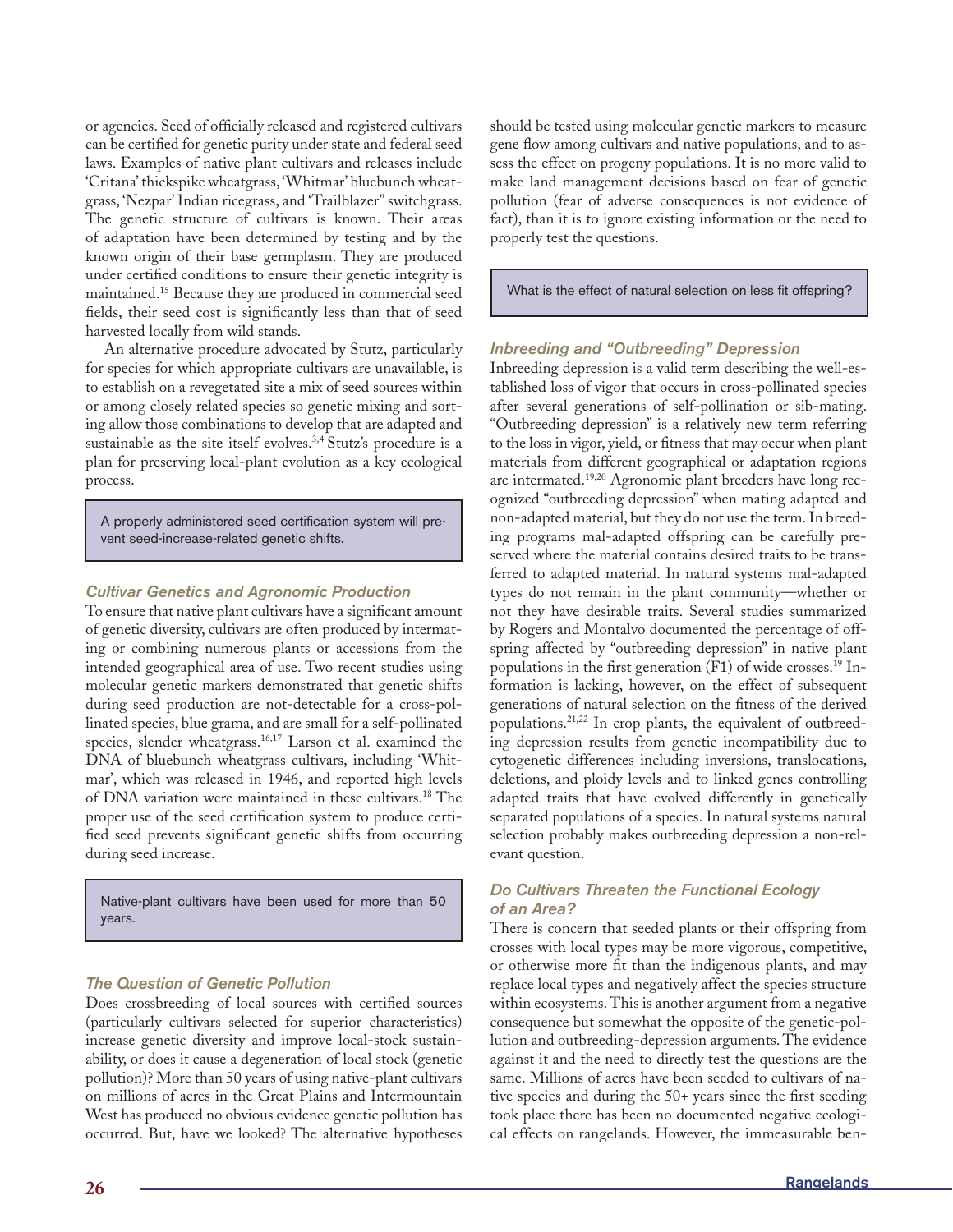or agencies. Seed of officially released and registered cultivars can be certified for genetic purity under state and federal seed laws. Examples of native plant cultivars and releases include 'Critana' thickspike wheatgrass, 'Whitmar' bluebunch wheatgrass, 'Nezpar' Indian ricegrass, and 'Trailblazer" switchgrass. The genetic structure of cultivars is known. Their areas of adaptation have been determined by testing and by the known origin of their base germplasm. They are produced under certified conditions to ensure their genetic integrity is maintained.[15] Because they are produced in commercial seed fields, their seed cost is significantly less than that of seed harvested locally from wild stands.

An alternative procedure advocated by Stutz, particularly for species for which appropriate cultivars are unavailable, is to establish on a revegetated site a mix of seed sources within or among closely related species so genetic mixing and sorting allow those combinations to develop that are adapted and sustainable as the site itself evolves.[3,4] Stutz's procedure is a plan for preserving local-plant evolution as a key ecological process.

> A properly administered seed certification system will prevent seed-increase-related genetic shifts.

### Cultivar Genetics and Agronomic Production

To ensure that native plant cultivars have a significant amount of genetic diversity, cultivars are often produced by intermating or combining numerous plants or accessions from the intended geographical area of use. Two recent studies using molecular genetic markers demonstrated that genetic shifts during seed production are not-detectable for a cross-pollinated species, blue grama, and are small for a self-pollinated species, slender wheatgrass.[16,17] Larson et al. examined the DNA of bluebunch wheatgrass cultivars, including 'Whitmar', which was released in 1946, and reported high levels of DNA variation were maintained in these cultivars.[18] The proper use of the seed certification system to produce certified seed prevents significant genetic shifts from occurring during seed increase.

> Native-plant cultivars have been used for more than 50 years.

### The Question of Genetic Pollution

Does crossbreeding of local sources with certified sources (particularly cultivars selected for superior characteristics) increase genetic diversity and improve local-stock sustainability, or does it cause a degeneration of local stock (genetic pollution)? More than 50 years of using native-plant cultivars on millions of acres in the Great Plains and Intermountain West has produced no obvious evidence genetic pollution has occurred. But, have we looked? The alternative hypotheses should be tested using molecular genetic markers to measure gene flow among cultivars and native populations, and to assess the effect on progeny populations. It is no more valid to make land management decisions based on fear of genetic pollution (fear of adverse consequences is not evidence of fact), than it is to ignore existing information or the need to properly test the questions.

> What is the effect of natural selection on less fit offspring?

### Inbreeding and "Outbreeding" Depression

Inbreeding depression is a valid term describing the well-established loss of vigor that occurs in cross-pollinated species after several generations of self-pollination or sib-mating. "Outbreeding depression" is a relatively new term referring to the loss in vigor, yield, or fitness that may occur when plant materials from different geographical or adaptation regions are intermated.[19,20] Agronomic plant breeders have long recognized "outbreeding depression" when mating adapted and non-adapted material, but they do not use the term. In breeding programs mal-adapted offspring can be carefully preserved where the material contains desired traits to be transferred to adapted material. In natural systems mal-adapted types do not remain in the plant community—whether or not they have desirable traits. Several studies summarized by Rogers and Montalvo documented the percentage of offspring affected by "outbreeding depression" in native plant populations in the first generation (F1) of wide crosses.[19] Information is lacking, however, on the effect of subsequent generations of natural selection on the fitness of the derived populations.[21,22] In crop plants, the equivalent of outbreeding depression results from genetic incompatibility due to cytogenetic differences including inversions, translocations, deletions, and ploidy levels and to linked genes controlling adapted traits that have evolved differently in genetically separated populations of a species. In natural systems natural selection probably makes outbreeding depression a non-relevant question.

### Do Cultivars Threaten the Functional Ecology of an Area?

There is concern that seeded plants or their offspring from crosses with local types may be more vigorous, competitive, or otherwise more fit than the indigenous plants, and may replace local types and negatively affect the species structure within ecosystems. This is another argument from a negative consequence but somewhat the opposite of the genetic-pollution and outbreeding-depression arguments. The evidence against it and the need to directly test the questions are the same. Millions of acres have been seeded to cultivars of native species and during the 50+ years since the first seeding took place there has been no documented negative ecological effects on rangelands. However, the immeasurable ben-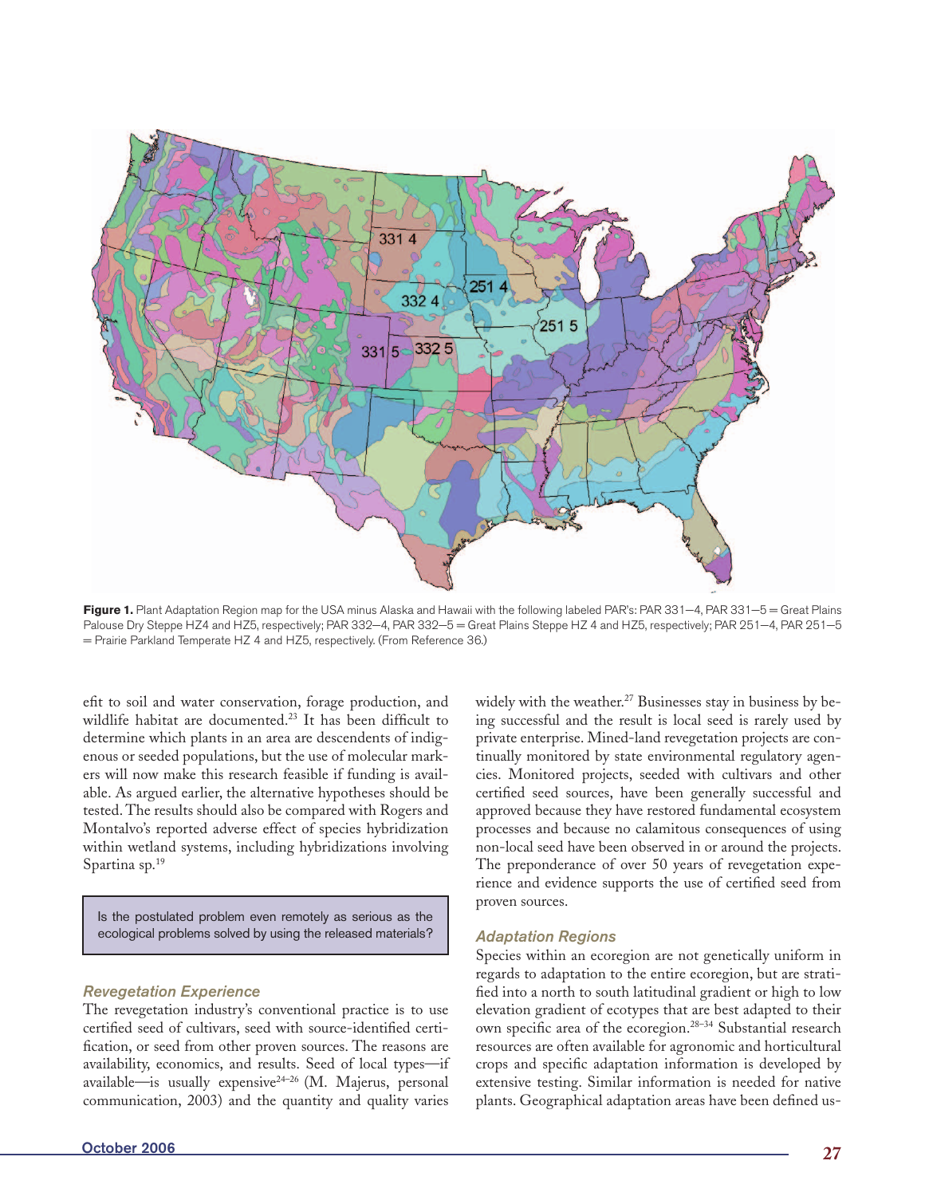**Figure 1.** Plant Adaptation Region map for the USA minus Alaska and Hawaii with the following labeled PAR's: PAR 331—4, PAR 331—5 = Great Plains Palouse Dry Steppe HZ4 and HZ5, respectively; PAR 332—4, PAR 332—5 = Great Plains Steppe HZ 4 and HZ5, respectively; PAR 251—4, PAR 251—5 = Prairie Parkland Temperate HZ 4 and HZ5, respectively. (From Reference 36.)

efit to soil and water conservation, forage production, and wildlife habitat are documented.[23] It has been difficult to determine which plants in an area are descendents of indigenous or seeded populations, but the use of molecular markers will now make this research feasible if funding is available. As argued earlier, the alternative hypotheses should be tested. The results should also be compared with Rogers and Montalvo's reported adverse effect of species hybridization within wetland systems, including hybridizations involving Spartina sp.[19]

> Is the postulated problem even remotely as serious as the ecological problems solved by using the released materials?

### *Revegetation Experience*

The revegetation industry's conventional practice is to use certified seed of cultivars, seed with source-identified certification, or seed from other proven sources. The reasons are availability, economics, and results. Seed of local types—if available—is usually expensive[24–26] (M. Majerus, personal communication, 2003) and the quantity and quality varies widely with the weather.[27] Businesses stay in business by being successful and the result is local seed is rarely used by private enterprise. Mined-land revegetation projects are continually monitored by state environmental regulatory agencies. Monitored projects, seeded with cultivars and other certified seed sources, have been generally successful and approved because they have restored fundamental ecosystem processes and because no calamitous consequences of using non-local seed have been observed in or around the projects. The preponderance of over 50 years of revegetation experience and evidence supports the use of certified seed from proven sources.

### *Adaptation Regions*

Species within an ecoregion are not genetically uniform in regards to adaptation to the entire ecoregion, but are stratified into a north to south latitudinal gradient or high to low elevation gradient of ecotypes that are best adapted to their own specific area of the ecoregion.[28–34] Substantial research resources are often available for agronomic and horticultural crops and specific adaptation information is developed by extensive testing. Similar information is needed for native plants. Geographical adaptation areas have been defined us-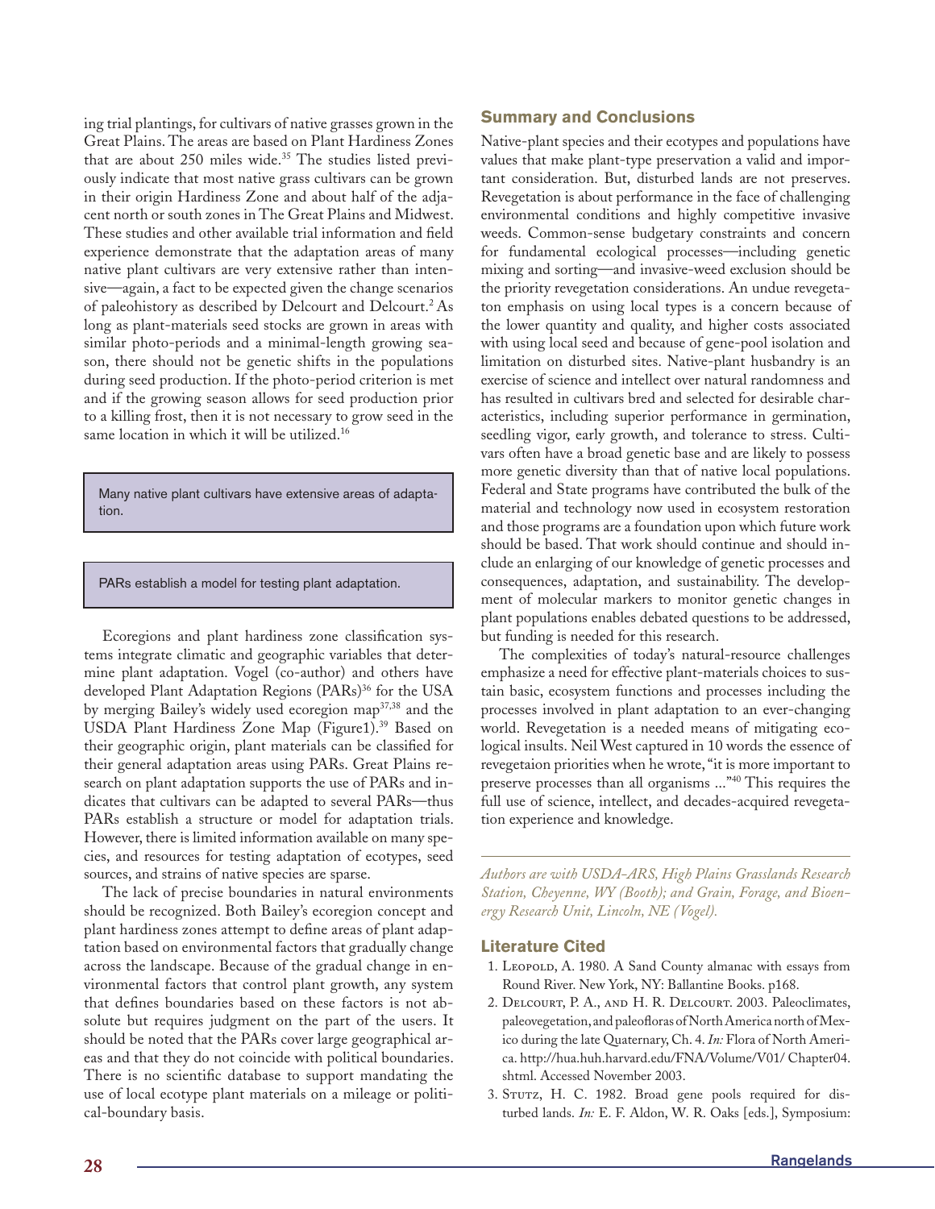ing trial plantings, for cultivars of native grasses grown in the Great Plains. The areas are based on Plant Hardiness Zones that are about 250 miles wide.[35] The studies listed previously indicate that most native grass cultivars can be grown in their origin Hardiness Zone and about half of the adjacent north or south zones in The Great Plains and Midwest. These studies and other available trial information and field experience demonstrate that the adaptation areas of many native plant cultivars are very extensive rather than intensive—again, a fact to be expected given the change scenarios of paleohistory as described by Delcourt and Delcourt.[2] As long as plant-materials seed stocks are grown in areas with similar photo-periods and a minimal-length growing season, there should not be genetic shifts in the populations during seed production. If the photo-period criterion is met and if the growing season allows for seed production prior to a killing frost, then it is not necessary to grow seed in the same location in which it will be utilized.[16]

> Many native plant cultivars have extensive areas of adaptation.

> PARs establish a model for testing plant adaptation.

Ecoregions and plant hardiness zone classification systems integrate climatic and geographic variables that determine plant adaptation. Vogel (co-author) and others have developed Plant Adaptation Regions (PARs)[36] for the USA by merging Bailey's widely used ecoregion map[37,38] and the USDA Plant Hardiness Zone Map (Figure1).[39] Based on their geographic origin, plant materials can be classified for their general adaptation areas using PARs. Great Plains research on plant adaptation supports the use of PARs and indicates that cultivars can be adapted to several PARs—thus PARs establish a structure or model for adaptation trials. However, there is limited information available on many species, and resources for testing adaptation of ecotypes, seed sources, and strains of native species are sparse.

The lack of precise boundaries in natural environments should be recognized. Both Bailey's ecoregion concept and plant hardiness zones attempt to define areas of plant adaptation based on environmental factors that gradually change across the landscape. Because of the gradual change in environmental factors that control plant growth, any system that defines boundaries based on these factors is not absolute but requires judgment on the part of the users. It should be noted that the PARs cover large geographical areas and that they do not coincide with political boundaries. There is no scientific database to support mandating the use of local ecotype plant materials on a mileage or political-boundary basis.

## Summary and Conclusions

Native-plant species and their ecotypes and populations have values that make plant-type preservation a valid and important consideration. But, disturbed lands are not preserves. Revegetation is about performance in the face of challenging environmental conditions and highly competitive invasive weeds. Common-sense budgetary constraints and concern for fundamental ecological processes—including genetic mixing and sorting—and invasive-weed exclusion should be the priority revegetation considerations. An undue revegetaton emphasis on using local types is a concern because of the lower quantity and quality, and higher costs associated with using local seed and because of gene-pool isolation and limitation on disturbed sites. Native-plant husbandry is an exercise of science and intellect over natural randomness and has resulted in cultivars bred and selected for desirable characteristics, including superior performance in germination, seedling vigor, early growth, and tolerance to stress. Cultivars often have a broad genetic base and are likely to possess more genetic diversity than that of native local populations. Federal and State programs have contributed the bulk of the material and technology now used in ecosystem restoration and those programs are a foundation upon which future work should be based. That work should continue and should include an enlarging of our knowledge of genetic processes and consequences, adaptation, and sustainability. The development of molecular markers to monitor genetic changes in plant populations enables debated questions to be addressed, but funding is needed for this research.

The complexities of today's natural-resource challenges emphasize a need for effective plant-materials choices to sustain basic, ecosystem functions and processes including the processes involved in plant adaptation to an ever-changing world. Revegetation is a needed means of mitigating ecological insults. Neil West captured in 10 words the essence of revegetaion priorities when he wrote, "it is more important to preserve processes than all organisms ..."[40] This requires the full use of science, intellect, and decades-acquired revegetation experience and knowledge.

*Authors are with USDA-ARS, High Plains Grasslands Research Station, Cheyenne, WY (Booth); and Grain, Forage, and Bioenergy Research Unit, Lincoln, NE (Vogel).*

## Literature Cited

1. Leopold, A. 1980. A Sand County almanac with essays from Round River. New York, NY: Ballantine Books. p168.
2. Delcourt, P. A., and H. R. Delcourt. 2003. Paleoclimates, paleovegetation, and paleofloras of North America north of Mexico during the late Quaternary, Ch. 4. *In:* Flora of North America. http://hua.huh.harvard.edu/FNA/Volume/V01/ Chapter04.shtml. Accessed November 2003.
3. Stutz, H. C. 1982. Broad gene pools required for disturbed lands. *In:* E. F. Aldon, W. R. Oaks [eds.], Symposium: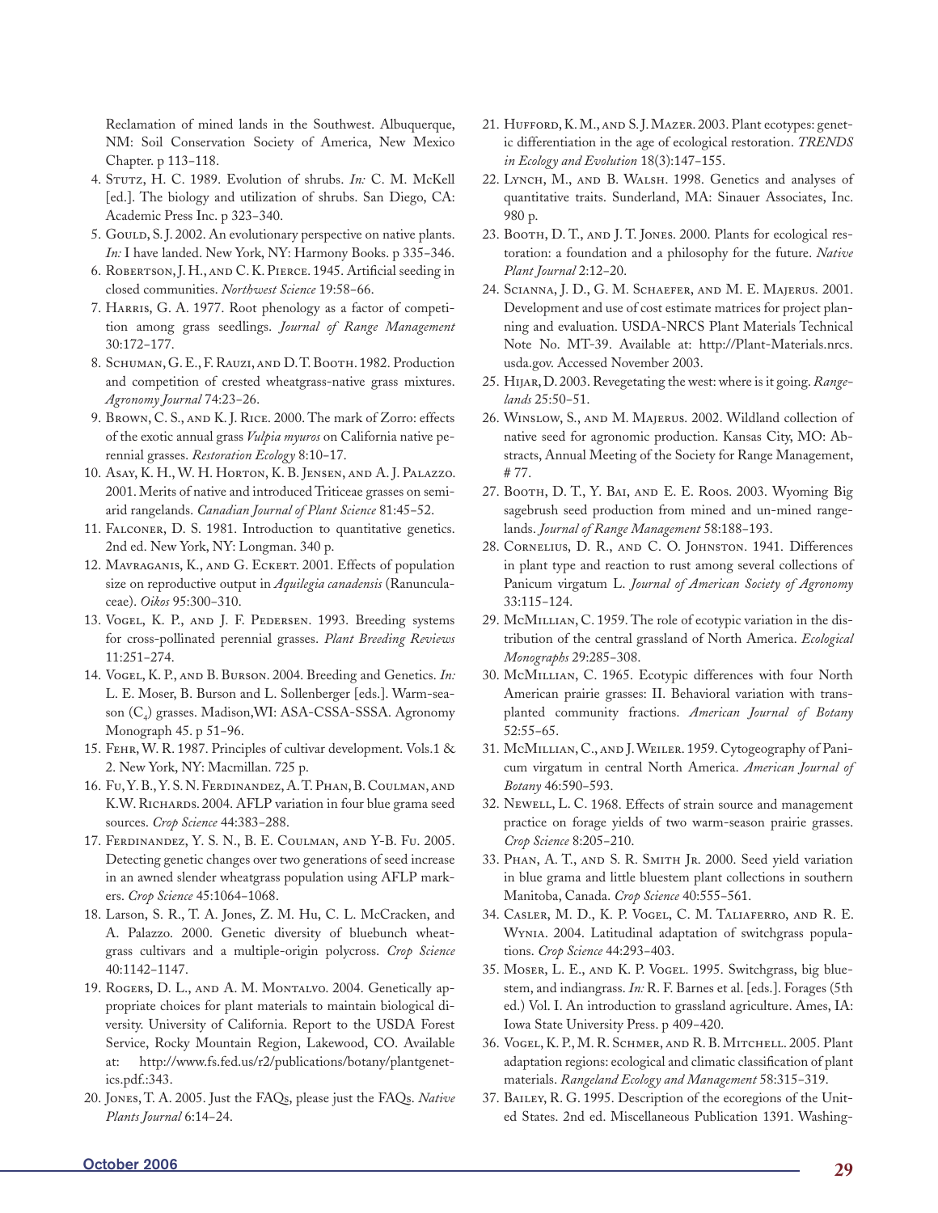Reclamation of mined lands in the Southwest. Albuquerque, NM: Soil Conservation Society of America, New Mexico Chapter. p 113–118.

4. Stutz, H. C. 1989. Evolution of shrubs. *In:* C. M. McKell [ed.]. The biology and utilization of shrubs. San Diego, CA: Academic Press Inc. p 323–340.
5. Gould, S. J. 2002. An evolutionary perspective on native plants. *In:* I have landed. New York, NY: Harmony Books. p 335–346.
6. Robertson, J. H., and C. K. Pierce. 1945. Artificial seeding in closed communities. *Northwest Science* 19:58–66.
7. Harris, G. A. 1977. Root phenology as a factor of competition among grass seedlings. *Journal of Range Management* 30:172–177.
8. Schuman, G. E., F. Rauzi, and D. T. Booth. 1982. Production and competition of crested wheatgrass-native grass mixtures. *Agronomy Journal* 74:23–26.
9. Brown, C. S., and K. J. Rice. 2000. The mark of Zorro: effects of the exotic annual grass *Vulpia myuros* on California native perennial grasses. *Restoration Ecology* 8:10–17.
10. Asay, K. H., W. H. Horton, K. B. Jensen, and A. J. Palazzo. 2001. Merits of native and introduced Triticeae grasses on semiarid rangelands. *Canadian Journal of Plant Science* 81:45–52.
11. Falconer, D. S. 1981. Introduction to quantitative genetics. 2nd ed. New York, NY: Longman. 340 p.
12. Mavraganis, K., and G. Eckert. 2001. Effects of population size on reproductive output in *Aquilegia canadensis* (Ranunculaceae). *Oikos* 95:300–310.
13. Vogel, K. P., and J. F. Pedersen. 1993. Breeding systems for cross-pollinated perennial grasses. *Plant Breeding Reviews* 11:251–274.
14. Vogel, K. P., and B. Burson. 2004. Breeding and Genetics. *In:* L. E. Moser, B. Burson and L. Sollenberger [eds.]. Warm-season ($C_4$) grasses. Madison,WI: ASA-CSSA-SSSA. Agronomy Monograph 45. p 51–96.
15. Fehr, W. R. 1987. Principles of cultivar development. Vols.1 & 2. New York, NY: Macmillan. 725 p.
16. Fu, Y. B., Y. S. N. Ferdinandez, A. T. Phan, B. Coulman, and K.W. Richards. 2004. AFLP variation in four blue grama seed sources. *Crop Science* 44:383–288.
17. Ferdinandez, Y. S. N., B. E. Coulman, and Y-B. Fu. 2005. Detecting genetic changes over two generations of seed increase in an awned slender wheatgrass population using AFLP markers. *Crop Science* 45:1064–1068.
18. Larson, S. R., T. A. Jones, Z. M. Hu, C. L. McCracken, and A. Palazzo. 2000. Genetic diversity of bluebunch wheatgrass cultivars and a multiple-origin polycross. *Crop Science* 40:1142–1147.
19. Rogers, D. L., and A. M. Montalvo. 2004. Genetically appropriate choices for plant materials to maintain biological diversity. University of California. Report to the USDA Forest Service, Rocky Mountain Region, Lakewood, CO. Available at: http://www.fs.fed.us/r2/publications/botany/plantgenetics.pdf.:343.
20. Jones, T. A. 2005. Just the FAQs, please just the FAQs. *Native Plants Journal* 6:14–24.
21. Hufford, K. M., and S. J. Mazer. 2003. Plant ecotypes: genetic differentiation in the age of ecological restoration. *TRENDS in Ecology and Evolution* 18(3):147–155.
22. Lynch, M., and B. Walsh. 1998. Genetics and analyses of quantitative traits. Sunderland, MA: Sinauer Associates, Inc. 980 p.
23. Booth, D. T., and J. T. Jones. 2000. Plants for ecological restoration: a foundation and a philosophy for the future. *Native Plant Journal* 2:12–20.
24. Scianna, J. D., G. M. Schaefer, and M. E. Majerus. 2001. Development and use of cost estimate matrices for project planning and evaluation. USDA-NRCS Plant Materials Technical Note No. MT-39. Available at: http://Plant-Materials.nrcs.usda.gov. Accessed November 2003.
25. Hijar, D. 2003. Revegetating the west: where is it going. *Rangelands* 25:50–51.
26. Winslow, S., and M. Majerus. 2002. Wildland collection of native seed for agronomic production. Kansas City, MO: Abstracts, Annual Meeting of the Society for Range Management, # 77.
27. Booth, D. T., Y. Bai, and E. E. Roos. 2003. Wyoming Big sagebrush seed production from mined and un-mined rangelands. *Journal of Range Management* 58:188–193.
28. Cornelius, D. R., and C. O. Johnston. 1941. Differences in plant type and reaction to rust among several collections of Panicum virgatum L. *Journal of American Society of Agronomy* 33:115–124.
29. McMillian, C. 1959. The role of ecotypic variation in the distribution of the central grassland of North America. *Ecological Monographs* 29:285–308.
30. McMillian, C. 1965. Ecotypic differences with four North American prairie grasses: II. Behavioral variation with transplanted community fractions. *American Journal of Botany* 52:55–65.
31. McMillian, C., and J. Weiler. 1959. Cytogeography of Panicum virgatum in central North America. *American Journal of Botany* 46:590–593.
32. Newell, L. C. 1968. Effects of strain source and management practice on forage yields of two warm-season prairie grasses. *Crop Science* 8:205–210.
33. Phan, A. T., and S. R. Smith Jr. 2000. Seed yield variation in blue grama and little bluestem plant collections in southern Manitoba, Canada. *Crop Science* 40:555–561.
34. Casler, M. D., K. P. Vogel, C. M. Taliaferro, and R. E. Wynia. 2004. Latitudinal adaptation of switchgrass populations. *Crop Science* 44:293–403.
35. Moser, L. E., and K. P. Vogel. 1995. Switchgrass, big bluestem, and indiangrass. *In:* R. F. Barnes et al. [eds.]. Forages (5th ed.) Vol. I. An introduction to grassland agriculture. Ames, IA: Iowa State University Press. p 409–420.
36. Vogel, K. P., M. R. Schmer, and R. B. Mitchell. 2005. Plant adaptation regions: ecological and climatic classification of plant materials. *Rangeland Ecology and Management* 58:315–319.
37. Bailey, R. G. 1995. Description of the ecoregions of the United States. 2nd ed. Miscellaneous Publication 1391. Washing-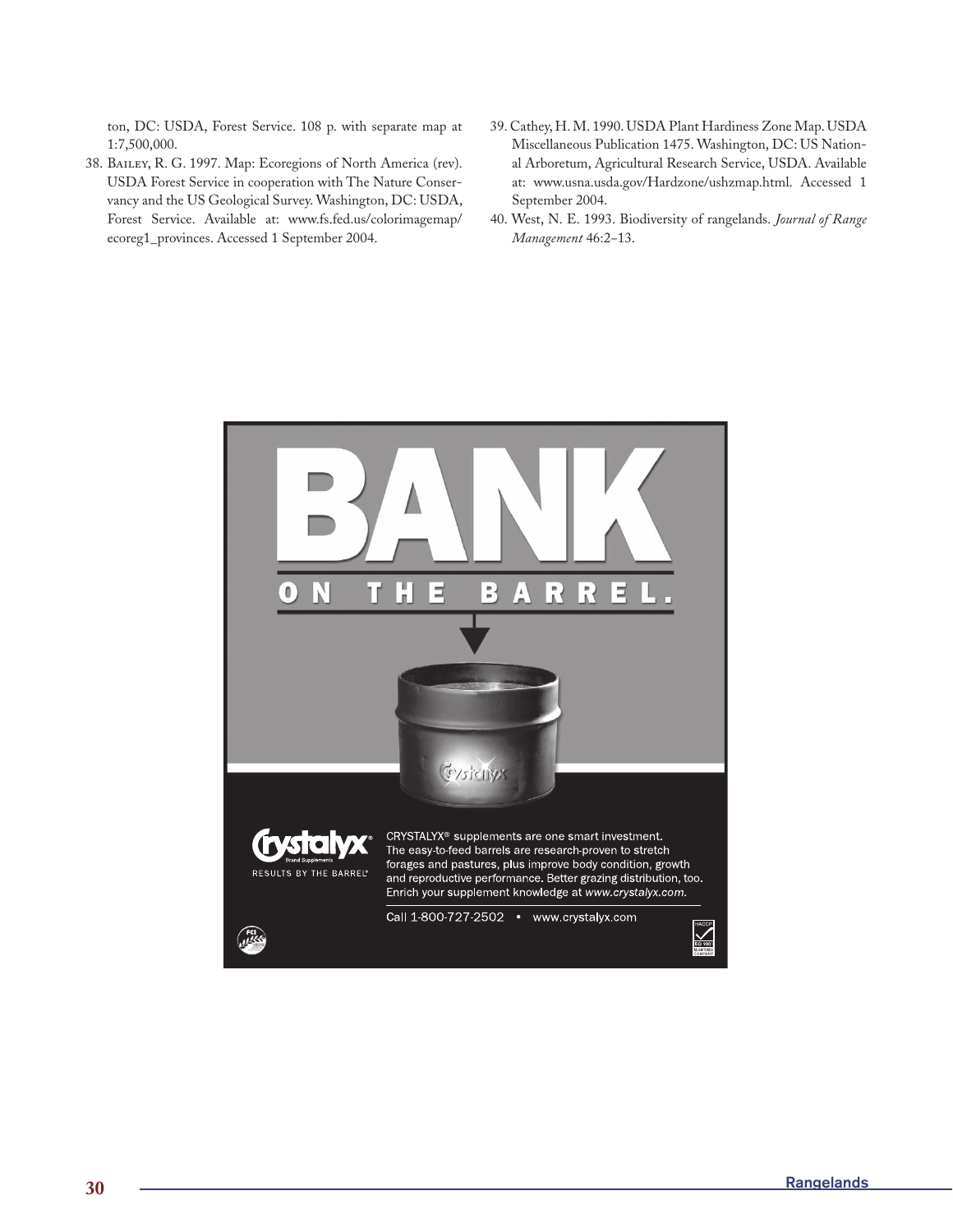ton, DC: USDA, Forest Service. 108 p. with separate map at 1:7,500,000.

38. Bailey, R. G. 1997. Map: Ecoregions of North America (rev). USDA Forest Service in cooperation with The Nature Conservancy and the US Geological Survey. Washington, DC: USDA, Forest Service. Available at: www.fs.fed.us/colorimagemap/ecoreg1_provinces. Accessed 1 September 2004.

39. Cathey, H. M. 1990. USDA Plant Hardiness Zone Map. USDA Miscellaneous Publication 1475. Washington, DC: US National Arboretum, Agricultural Research Service, USDA. Available at: www.usna.usda.gov/Hardzone/ushzmap.html. Accessed 1 September 2004.

40. West, N. E. 1993. Biodiversity of rangelands. *Journal of Range Management* 46:2–13.

BANK

ON THE BARREL.

Crystalyx® Brand Supplements

RESULTS BY THE BARREL®

CRYSTALYX® supplements are one smart investment. The easy-to-feed barrels are research-proven to stretch forages and pastures, plus improve body condition, growth and reproductive performance. Better grazing distribution, too. Enrich your supplement knowledge at *www.crystalyx.com.*

Call 1-800-727-2502 • www.crystalyx.com